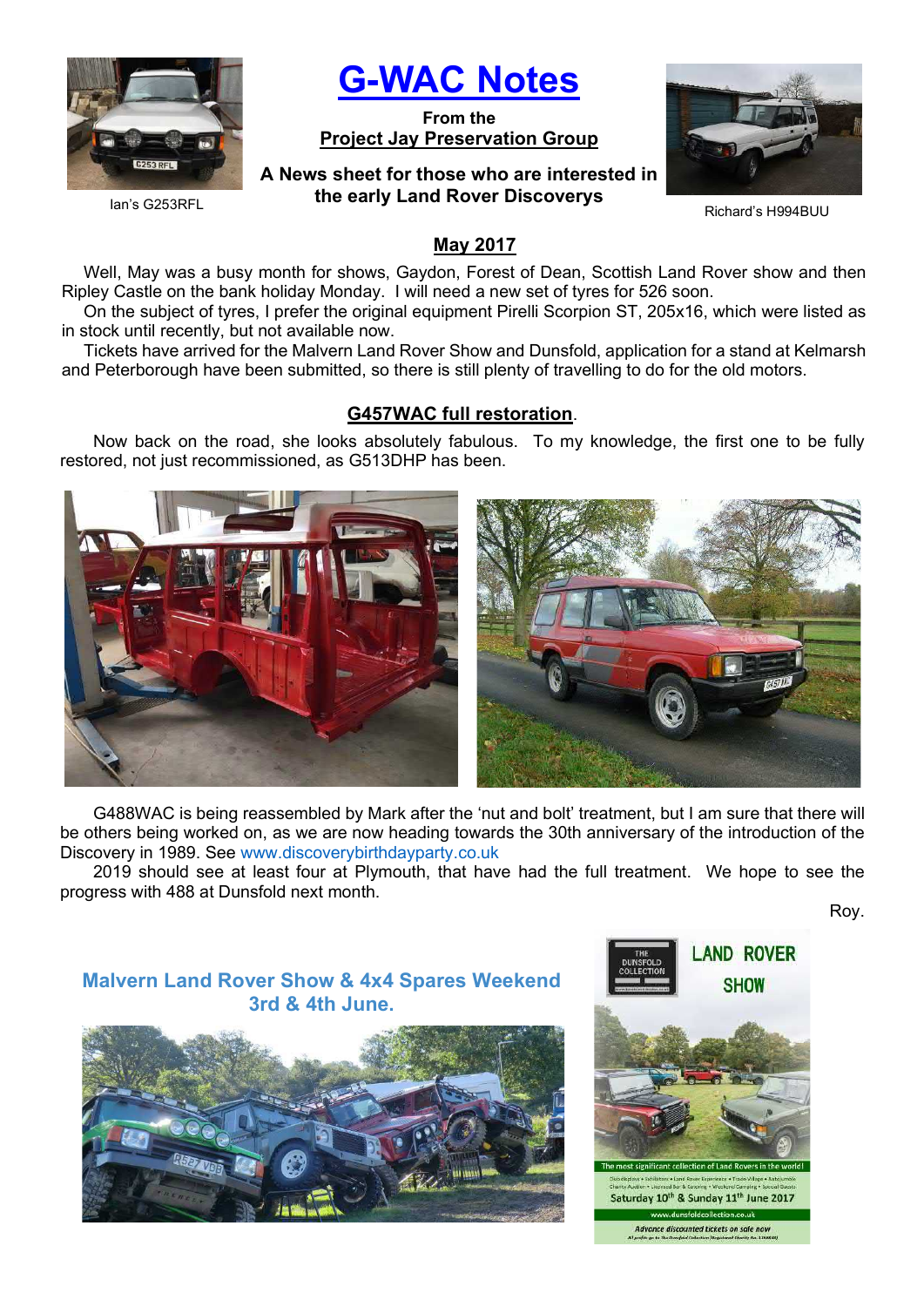# G-WAC Notes

**From the**
**Project Jay Preservation Group**

**A News sheet for those who are interested in the early Land Rover Discoverys**

Ian's G253RFL

Richard's H994BUU

## May 2017

Well, May was a busy month for shows, Gaydon, Forest of Dean, Scottish Land Rover show and then Ripley Castle on the bank holiday Monday. I will need a new set of tyres for 526 soon.

On the subject of tyres, I prefer the original equipment Pirelli Scorpion ST, 205x16, which were listed as in stock until recently, but not available now.

Tickets have arrived for the Malvern Land Rover Show and Dunsfold, application for a stand at Kelmarsh and Peterborough have been submitted, so there is still plenty of travelling to do for the old motors.

## G457WAC full restoration.

Now back on the road, she looks absolutely fabulous. To my knowledge, the first one to be fully restored, not just recommissioned, as G513DHP has been.

G488WAC is being reassembled by Mark after the 'nut and bolt' treatment, but I am sure that there will be others being worked on, as we are now heading towards the 30th anniversary of the introduction of the Discovery in 1989. See www.discoverybirthdayparty.co.uk

2019 should see at least four at Plymouth, that have had the full treatment. We hope to see the progress with 488 at Dunsfold next month.

Roy.

### Malvern Land Rover Show & 4x4 Spares Weekend 3rd & 4th June.

THE DUNSFOLD COLLECTION

LAND ROVER SHOW

The most significant collection of Land Rovers in the world!

Saturday 10th & Sunday 11th June 2017

www.dunsfoldcollection.co.uk

Advance discounted tickets on sale now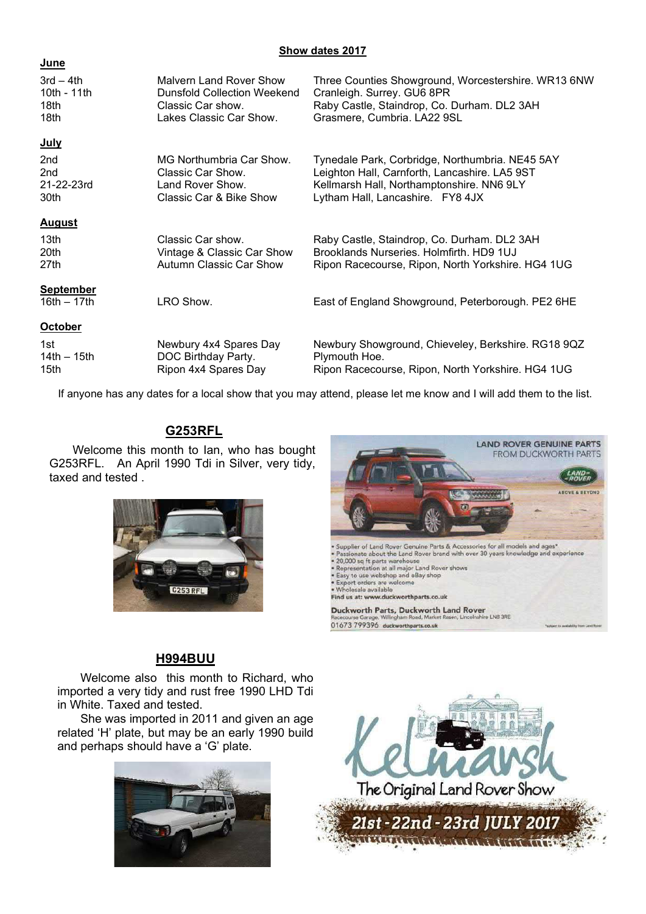## Show dates 2017

### June

| | | |
|---|---|---|
| 3rd – 4th | Malvern Land Rover Show | Three Counties Showground, Worcestershire. WR13 6NW |
| 10th - 11th | Dunsfold Collection Weekend | Cranleigh. Surrey. GU6 8PR |
| 18th | Classic Car show. | Raby Castle, Staindrop, Co. Durham. DL2 3AH |
| 18th | Lakes Classic Car Show. | Grasmere, Cumbria. LA22 9SL |

### July

| | | |
|---|---|---|
| 2nd | MG Northumbria Car Show. | Tynedale Park, Corbridge, Northumbria. NE45 5AY |
| 2nd | Classic Car Show. | Leighton Hall, Carnforth, Lancashire. LA5 9ST |
| 21-22-23rd | Land Rover Show. | Kellmarsh Hall, Northamptonshire. NN6 9LY |
| 30th | Classic Car & Bike Show | Lytham Hall, Lancashire. FY8 4JX |

### August

| | | |
|---|---|---|
| 13th | Classic Car show. | Raby Castle, Staindrop, Co. Durham. DL2 3AH |
| 20th | Vintage & Classic Car Show | Brooklands Nurseries. Holmfirth. HD9 1UJ |
| 27th | Autumn Classic Car Show | Ripon Racecourse, Ripon, North Yorkshire. HG4 1UG |

### September

| | | |
|---|---|---|
| 16th – 17th | LRO Show. | East of England Showground, Peterborough. PE2 6HE |

### October

| | | |
|---|---|---|
| 1st | Newbury 4x4 Spares Day | Newbury Showground, Chieveley, Berkshire. RG18 9QZ |
| 14th – 15th | DOC Birthday Party. | Plymouth Hoe. |
| 15th | Ripon 4x4 Spares Day | Ripon Racecourse, Ripon, North Yorkshire. HG4 1UG |

If anyone has any dates for a local show that you may attend, please let me know and I will add them to the list.

## G253RFL

Welcome this month to Ian, who has bought G253RFL. An April 1990 Tdi in Silver, very tidy, taxed and tested .

## H994BUU

Welcome also this month to Richard, who imported a very tidy and rust free 1990 LHD Tdi in White. Taxed and tested.

She was imported in 2011 and given an age related 'H' plate, but may be an early 1990 build and perhaps should have a 'G' plate.

LAND ROVER GENUINE PARTS FROM DUCKWORTH PARTS

- Supplier of Land Rover Genuine Parts & Accessories for all models and ages*
- Passionate about the Land Rover brand with over 30 years knowledge and experience
- 20,000 sq ft parts warehouse
- Representation at all major Land Rover shows
- Easy to use webshop and eBay shop
- Export orders are welcome
- Wholesale available

Find us at: www.duckworthparts.co.uk

Duckworth Parts, Duckworth Land Rover
Racecourse Garage, Willingham Road, Market Rasen, Lincolnshire LN8 3RE
01673 799396 duckworthparts.co.uk

Kelmarsh
The Original Land Rover Show
21st - 22nd - 23rd JULY 2017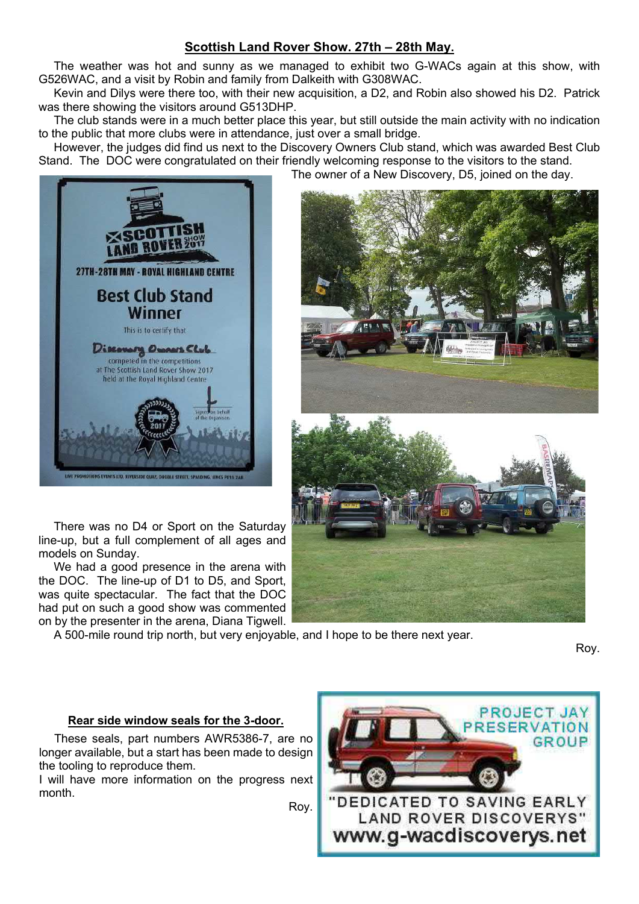## Scottish Land Rover Show. 27th – 28th May.

The weather was hot and sunny as we managed to exhibit two G-WACs again at this show, with G526WAC, and a visit by Robin and family from Dalkeith with G308WAC.

Kevin and Dilys were there too, with their new acquisition, a D2, and Robin also showed his D2. Patrick was there showing the visitors around G513DHP.

The club stands were in a much better place this year, but still outside the main activity with no indication to the public that more clubs were in attendance, just over a small bridge.

However, the judges did find us next to the Discovery Owners Club stand, which was awarded Best Club Stand. The DOC were congratulated on their friendly welcoming response to the visitors to the stand.

The owner of a New Discovery, D5, joined on the day.

There was no D4 or Sport on the Saturday line-up, but a full complement of all ages and models on Sunday.

We had a good presence in the arena with the DOC. The line-up of D1 to D5, and Sport, was quite spectacular. The fact that the DOC had put on such a good show was commented on by the presenter in the arena, Diana Tigwell.

A 500-mile round trip north, but very enjoyable, and I hope to be there next year.

Roy.

## Rear side window seals for the 3-door.

These seals, part numbers AWR5386-7, are no longer available, but a start has been made to design the tooling to reproduce them.

I will have more information on the progress next month.

Roy.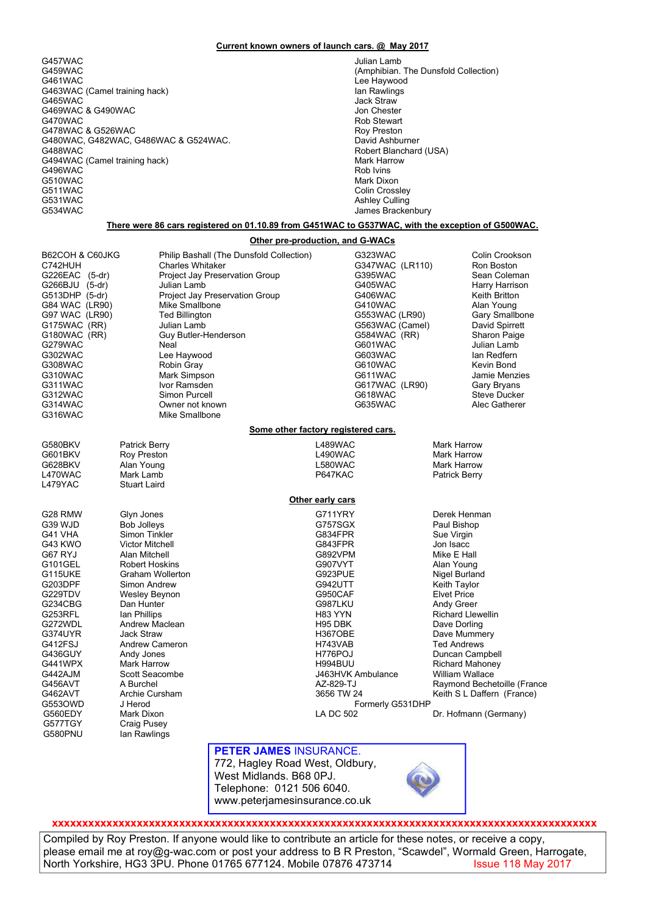## Current known owners of launch cars. @ May 2017

| | |
|---|---|
| G457WAC | Julian Lamb |
| G459WAC | (Amphibian. The Dunsfold Collection) |
| G461WAC | Lee Haywood |
| G463WAC (Camel training hack) | Ian Rawlings |
| G465WAC | Jack Straw |
| G469WAC & G490WAC | Jon Chester |
| G470WAC | Rob Stewart |
| G478WAC & G526WAC | Roy Preston |
| G480WAC, G482WAC, G486WAC & G524WAC. | David Ashburner |
| G488WAC | Robert Blanchard (USA) |
| G494WAC (Camel training hack) | Mark Harrow |
| G496WAC | Rob Ivins |
| G510WAC | Mark Dixon |
| G511WAC | Colin Crossley |
| G531WAC | Ashley Culling |
| G534WAC | James Brackenbury |

**There were 86 cars registered on 01.10.89 from G451WAC to G537WAC, with the exception of G500WAC.**

## Other pre-production, and G-WACs

| | | | |
|---|---|---|---|
| B62COH & C60JKG | Philip Bashall (The Dunsfold Collection) | G323WAC | Colin Crookson |
| C742HUH | Charles Whitaker | G347WAC (LR110) | Ron Boston |
| G226EAC (5-dr) | Project Jay Preservation Group | G395WAC | Sean Coleman |
| G266BJU (5-dr) | Julian Lamb | G405WAC | Harry Harrison |
| G513DHP (5-dr) | Project Jay Preservation Group | G406WAC | Keith Britton |
| G84 WAC (LR90) | Mike Smallbone | G410WAC | Alan Young |
| G97 WAC (LR90) | Ted Billington | G553WAC (LR90) | Gary Smallbone |
| G175WAC (RR) | Julian Lamb | G563WAC (Camel) | David Spirrett |
| G180WAC (RR) | Guy Butler-Henderson | G584WAC (RR) | Sharon Paige |
| G279WAC | Neal | G601WAC | Julian Lamb |
| G302WAC | Lee Haywood | G603WAC | Ian Redfern |
| G308WAC | Robin Gray | G610WAC | Kevin Bond |
| G310WAC | Mark Simpson | G611WAC | Jamie Menzies |
| G311WAC | Ivor Ramsden | G617WAC (LR90) | Gary Bryans |
| G312WAC | Simon Purcell | G618WAC | Steve Ducker |
| G314WAC | Owner not known | G635WAC | Alec Gatherer |
| G316WAC | Mike Smallbone | | |

## Some other factory registered cars.

| | | | |
|---|---|---|---|
| G580BKV | Patrick Berry | L489WAC | Mark Harrow |
| G601BKV | Roy Preston | L490WAC | Mark Harrow |
| G628BKV | Alan Young | L580WAC | Mark Harrow |
| L470WAC | Mark Lamb | P647KAC | Patrick Berry |
| L479YAC | Stuart Laird | | |

## Other early cars

| | | | |
|---|---|---|---|
| G28 RMW | Glyn Jones | G711YRY | Derek Henman |
| G39 WJD | Bob Jolleys | G757SGX | Paul Bishop |
| G41 VHA | Simon Tinkler | G834FPR | Sue Virgin |
| G43 KWO | Victor Mitchell | G843FPR | Jon Isacc |
| G67 RYJ | Alan Mitchell | G892VPM | Mike E Hall |
| G101GEL | Robert Hoskins | G907VYT | Alan Young |
| G115UKE | Graham Wollerton | G923PUE | Nigel Burland |
| G203DPF | Simon Andrew | G942UTT | Keith Taylor |
| G229TDV | Wesley Beynon | G950CAF | Elvet Price |
| G234CBG | Dan Hunter | G987LKU | Andy Greer |
| G253RFL | Ian Phillips | H83 YYN | Richard Llewellin |
| G272WDL | Andrew Maclean | H95 DBK | Dave Dorling |
| G374UYR | Jack Straw | H367OBE | Dave Mummery |
| G412FSJ | Andrew Cameron | H743VAB | Ted Andrews |
| G436GUY | Andy Jones | H776POJ | Duncan Campbell |
| G441WPX | Mark Harrow | H994BUU | Richard Mahoney |
| G442AJM | Scott Seacombe | J463HVK Ambulance | William Wallace |
| G456AVT | A Burchel | AZ-829-TJ | Raymond Bechetoille (France |
| G462AVT | Archie Cursham | 3656 TW 24 | Keith S L Daffern (France) |
| G553OWD | J Herod | Formerly G531DHP | |
| G560EDY | Mark Dixon | LA DC 502 | Dr. Hofmann (Germany) |
| G577TGY | Craig Pusey | | |
| G580PNU | Ian Rawlings | | |

**PETER JAMES INSURANCE.**
772, Hagley Road West, Oldbury,
West Midlands. B68 0PJ.
Telephone: 0121 506 6040.
www.peterjamesinsurance.co.uk

xxxxxxxxxxxxxxxxxxxxxxxxxxxxxxxxxxxxxxxxxxxxxxxxxxxxxxxxxxxxxxxxxxxxxxxxxxxxxxxxxxxxxxxx

Compiled by Roy Preston. If anyone would like to contribute an article for these notes, or receive a copy, please email me at roy@g-wac.com or post your address to B R Preston, "Scawdel", Wormald Green, Harrogate, North Yorkshire, HG3 3PU. Phone 01765 677124. Mobile 07876 473714 Issue 118 May 2017